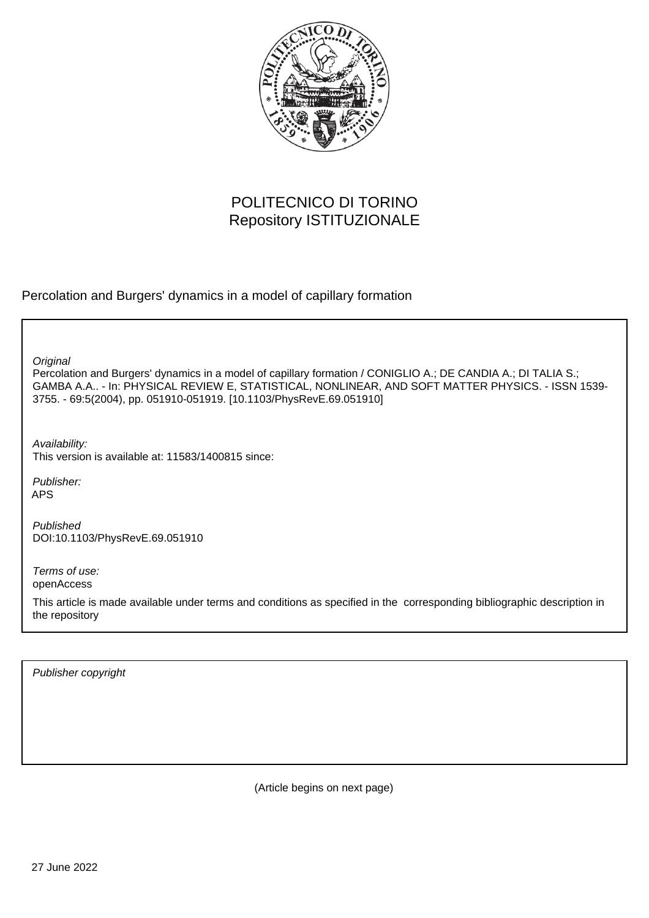POLITECNICO DI TORINO
Repository ISTITUZIONALE

Percolation and Burgers' dynamics in a model of capillary formation

*Original*
Percolation and Burgers' dynamics in a model of capillary formation / CONIGLIO A.; DE CANDIA A.; DI TALIA S.; GAMBA A.A.. - In: PHYSICAL REVIEW E, STATISTICAL, NONLINEAR, AND SOFT MATTER PHYSICS. - ISSN 1539-3755. - 69:5(2004), pp. 051910-051919. [10.1103/PhysRevE.69.051910]

*Availability:*
This version is available at: 11583/1400815 since:

*Publisher:*
APS

*Published*
DOI:10.1103/PhysRevE.69.051910

*Terms of use:*
openAccess

This article is made available under terms and conditions as specified in the corresponding bibliographic description in the repository

*Publisher copyright*

(Article begins on next page)

27 June 2022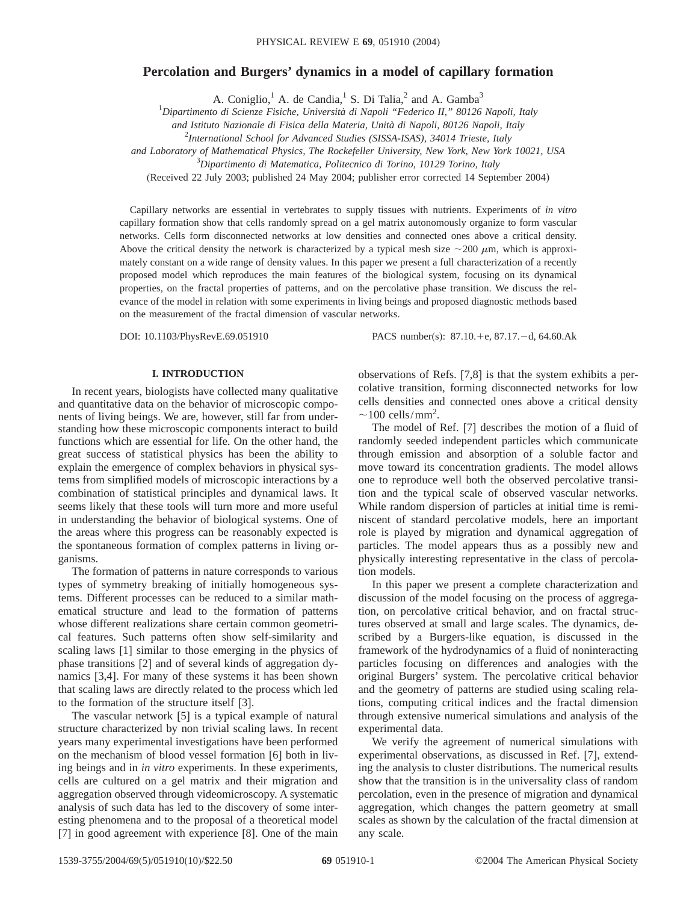# Percolation and Burgers' dynamics in a model of capillary formation

A. Coniglio,[1] A. de Candia,[1] S. Di Talia,[2] and A. Gamba[3]

[1]*Dipartimento di Scienze Fisiche, Università di Napoli "Federico II," 80126 Napoli, Italy and Istituto Nazionale di Fisica della Materia, Unità di Napoli, 80126 Napoli, Italy*

[2]*International School for Advanced Studies (SISSA-ISAS), 34014 Trieste, Italy and Laboratory of Mathematical Physics, The Rockefeller University, New York, New York 10021, USA*

[3]*Dipartimento di Matematica, Politecnico di Torino, 10129 Torino, Italy*

(Received 22 July 2003; published 24 May 2004; publisher error corrected 14 September 2004)

Capillary networks are essential in vertebrates to supply tissues with nutrients. Experiments of *in vitro* capillary formation show that cells randomly spread on a gel matrix autonomously organize to form vascular networks. Cells form disconnected networks at low densities and connected ones above a critical density. Above the critical density the network is characterized by a typical mesh size $\sim 200\ \mu\text{m}$, which is approximately constant on a wide range of density values. In this paper we present a full characterization of a recently proposed model which reproduces the main features of the biological system, focusing on its dynamical properties, on the fractal properties of patterns, and on the percolative phase transition. We discuss the relevance of the model in relation with some experiments in living beings and proposed diagnostic methods based on the measurement of the fractal dimension of vascular networks.

DOI: 10.1103/PhysRevE.69.051910 PACS number(s): 87.10.+e, 87.17.−d, 64.60.Ak

## I. INTRODUCTION

In recent years, biologists have collected many qualitative and quantitative data on the behavior of microscopic components of living beings. We are, however, still far from understanding how these microscopic components interact to build functions which are essential for life. On the other hand, the great success of statistical physics has been the ability to explain the emergence of complex behaviors in physical systems from simplified models of microscopic interactions by a combination of statistical principles and dynamical laws. It seems likely that these tools will turn more and more useful in understanding the behavior of biological systems. One of the areas where this progress can be reasonably expected is the spontaneous formation of complex patterns in living organisms.

The formation of patterns in nature corresponds to various types of symmetry breaking of initially homogeneous systems. Different processes can be reduced to a similar mathematical structure and lead to the formation of patterns whose different realizations share certain common geometrical features. Such patterns often show self-similarity and scaling laws [1] similar to those emerging in the physics of phase transitions [2] and of several kinds of aggregation dynamics [3,4]. For many of these systems it has been shown that scaling laws are directly related to the process which led to the formation of the structure itself [3].

The vascular network [5] is a typical example of natural structure characterized by non trivial scaling laws. In recent years many experimental investigations have been performed on the mechanism of blood vessel formation [6] both in living beings and in *in vitro* experiments. In these experiments, cells are cultured on a gel matrix and their migration and aggregation observed through videomicroscopy. A systematic analysis of such data has led to the discovery of some interesting phenomena and to the proposal of a theoretical model [7] in good agreement with experience [8]. One of the main observations of Refs. [7,8] is that the system exhibits a percolative transition, forming disconnected networks for low cells densities and connected ones above a critical density $\sim 100\ \text{cells/mm}^2$.

The model of Ref. [7] describes the motion of a fluid of randomly seeded independent particles which communicate through emission and absorption of a soluble factor and move toward its concentration gradients. The model allows one to reproduce well both the observed percolative transition and the typical scale of observed vascular networks. While random dispersion of particles at initial time is reminiscent of standard percolative models, here an important role is played by migration and dynamical aggregation of particles. The model appears thus as a possibly new and physically interesting representative in the class of percolation models.

In this paper we present a complete characterization and discussion of the model focusing on the process of aggregation, on percolative critical behavior, and on fractal structures observed at small and large scales. The dynamics, described by a Burgers-like equation, is discussed in the framework of the hydrodynamics of a fluid of noninteracting particles focusing on differences and analogies with the original Burgers' system. The percolative critical behavior and the geometry of patterns are studied using scaling relations, computing critical indices and the fractal dimension through extensive numerical simulations and analysis of the experimental data.

We verify the agreement of numerical simulations with experimental observations, as discussed in Ref. [7], extending the analysis to cluster distributions. The numerical results show that the transition is in the universality class of random percolation, even in the presence of migration and dynamical aggregation, which changes the pattern geometry at small scales as shown by the calculation of the fractal dimension at any scale.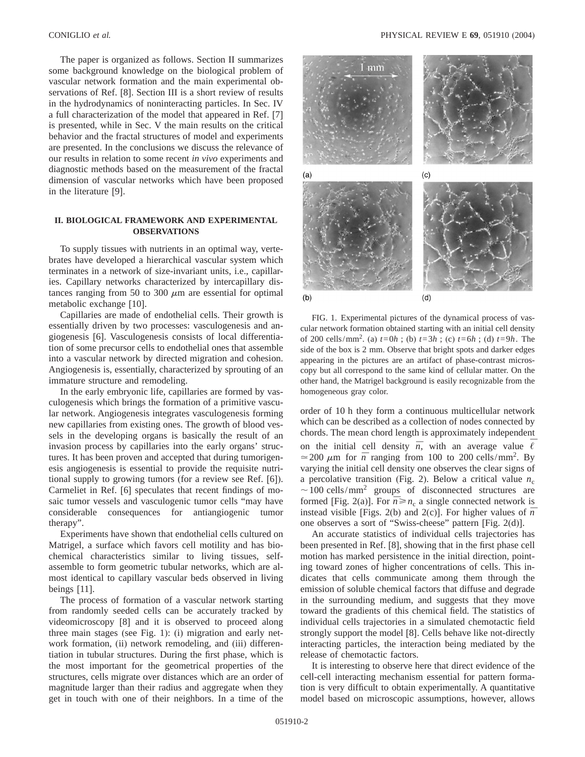The paper is organized as follows. Section II summarizes some background knowledge on the biological problem of vascular network formation and the main experimental observations of Ref. [8]. Section III is a short review of results in the hydrodynamics of noninteracting particles. In Sec. IV a full characterization of the model that appeared in Ref. [7] is presented, while in Sec. V the main results on the critical behavior and the fractal structures of model and experiments are presented. In the conclusions we discuss the relevance of our results in relation to some recent *in vivo* experiments and diagnostic methods based on the measurement of the fractal dimension of vascular networks which have been proposed in the literature [9].

## II. BIOLOGICAL FRAMEWORK AND EXPERIMENTAL OBSERVATIONS

To supply tissues with nutrients in an optimal way, vertebrates have developed a hierarchical vascular system which terminates in a network of size-invariant units, i.e., capillaries. Capillary networks characterized by intercapillary distances ranging from 50 to 300 $\mu$m are essential for optimal metabolic exchange [10].

Capillaries are made of endothelial cells. Their growth is essentially driven by two processes: vasculogenesis and angiogenesis [6]. Vasculogenesis consists of local differentiation of some precursor cells to endothelial ones that assemble into a vascular network by directed migration and cohesion. Angiogenesis is, essentially, characterized by sprouting of an immature structure and remodeling.

In the early embryonic life, capillaries are formed by vasculogenesis which brings the formation of a primitive vascular network. Angiogenesis integrates vasculogenesis forming new capillaries from existing ones. The growth of blood vessels in the developing organs is basically the result of an invasion process by capillaries into the early organs' structures. It has been proven and accepted that during tumorigenesis angiogenesis is essential to provide the requisite nutritional supply to growing tumors (for a review see Ref. [6]). Carmeliet in Ref. [6] speculates that recent findings of mosaic tumor vessels and vasculogenic tumor cells "may have considerable consequences for antiangiogenic tumor therapy".

Experiments have shown that endothelial cells cultured on Matrigel, a surface which favors cell motility and has biochemical characteristics similar to living tissues, self-assemble to form geometric tubular networks, which are almost identical to capillary vascular beds observed in living beings [11].

The process of formation of a vascular network starting from randomly seeded cells can be accurately tracked by videomicroscopy [8] and it is observed to proceed along three main stages (see Fig. 1): (i) migration and early network formation, (ii) network remodeling, and (iii) differentiation in tubular structures. During the first phase, which is the most important for the geometrical properties of the structures, cells migrate over distances which are an order of magnitude larger than their radius and aggregate when they get in touch with one of their neighbors. In a time of the order of 10 h they form a continuous multicellular network which can be described as a collection of nodes connected by chords. The mean chord length is approximately independent on the initial cell density $\bar{n}$, with an average value $\bar{\ell} \simeq 200$ $\mu$m for $\bar{n}$ ranging from 100 to 200 cells/mm$^2$. By varying the initial cell density one observes the clear signs of a percolative transition (Fig. 2). Below a critical value $n_c \sim 100$ cells/mm$^2$ groups of disconnected structures are formed [Fig. 2(a)]. For $\bar{n} \geq n_c$ a single connected network is instead visible [Figs. 2(b) and 2(c)]. For higher values of $\bar{n}$ one observes a sort of "Swiss-cheese" pattern [Fig. 2(d)].

FIG. 1. Experimental pictures of the dynamical process of vascular network formation obtained starting with an initial cell density of 200 cells/mm$^2$. (a) $t=0h$ ; (b) $t=3h$ ; (c) $t=6h$ ; (d) $t=9h$. The side of the box is 2 mm. Observe that bright spots and darker edges appearing in the pictures are an artifact of phase-contrast microscopy but all correspond to the same kind of cellular matter. On the other hand, the Matrigel background is easily recognizable from the homogeneous gray color.

An accurate statistics of individual cells trajectories has been presented in Ref. [8], showing that in the first phase cell motion has marked persistence in the initial direction, pointing toward zones of higher concentrations of cells. This indicates that cells communicate among them through the emission of soluble chemical factors that diffuse and degrade in the surrounding medium, and suggests that they move toward the gradients of this chemical field. The statistics of individual cells trajectories in a simulated chemotactic field strongly support the model [8]. Cells behave like not-directly interacting particles, the interaction being mediated by the release of chemotactic factors.

It is interesting to observe here that direct evidence of the cell-cell interacting mechanism essential for pattern formation is very difficult to obtain experimentally. A quantitative model based on microscopic assumptions, however, allows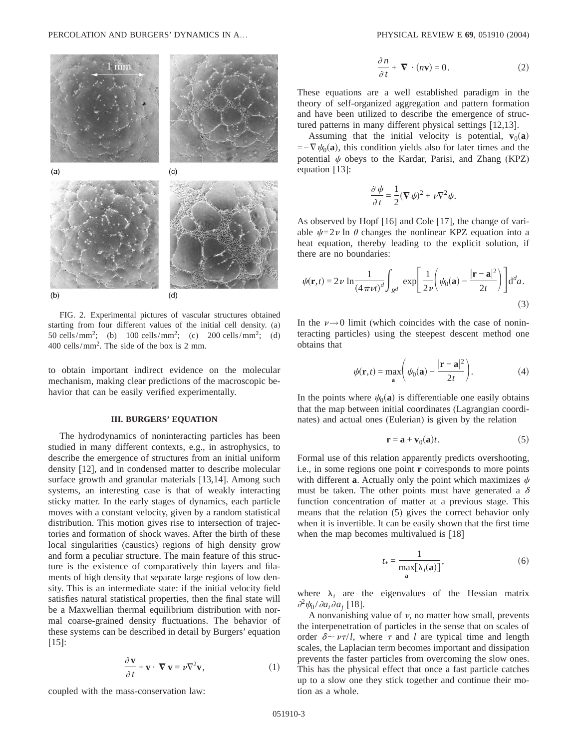FIG. 2. Experimental pictures of vascular structures obtained starting from four different values of the initial cell density. (a) 50 cells/mm$^2$; (b) 100 cells/mm$^2$; (c) 200 cells/mm$^2$; (d) 400 cells/mm$^2$. The side of the box is 2 mm.

to obtain important indirect evidence on the molecular mechanism, making clear predictions of the macroscopic behavior that can be easily verified experimentally.

### III. BURGERS' EQUATION

The hydrodynamics of noninteracting particles has been studied in many different contexts, e.g., in astrophysics, to describe the emergence of structures from an initial uniform density [12], and in condensed matter to describe molecular surface growth and granular materials [13,14]. Among such systems, an interesting case is that of weakly interacting sticky matter. In the early stages of dynamics, each particle moves with a constant velocity, given by a random statistical distribution. This motion gives rise to intersection of trajectories and formation of shock waves. After the birth of these local singularities (caustics) regions of high density grow and form a peculiar structure. The main feature of this structure is the existence of comparatively thin layers and filaments of high density that separate large regions of low density. This is an intermediate state: if the initial velocity field satisfies natural statistical properties, then the final state will be a Maxwellian thermal equilibrium distribution with normal coarse-grained density fluctuations. The behavior of these systems can be described in detail by Burgers' equation [15]:

$$\frac{\partial \mathbf{v}}{\partial t} + \mathbf{v} \cdot \nabla \mathbf{v} = \nu \nabla^2 \mathbf{v}, \tag{1}$$

coupled with the mass-conservation law:

$$\frac{\partial n}{\partial t} + \nabla \cdot (n\mathbf{v}) = 0. \tag{2}$$

These equations are a well established paradigm in the theory of self-organized aggregation and pattern formation and have been utilized to describe the emergence of structured patterns in many different physical settings [12,13].

Assuming that the initial velocity is potential, $\mathbf{v}_0(\mathbf{a}) = -\nabla \psi_0(\mathbf{a})$, this condition yields also for later times and the potential $\psi$ obeys to the Kardar, Parisi, and Zhang (KPZ) equation [13]:

$$\frac{\partial \psi}{\partial t} = \frac{1}{2}(\nabla \psi)^2 + \nu \nabla^2 \psi.$$

As observed by Hopf [16] and Cole [17], the change of variable $\psi = 2\nu \ln \theta$ changes the nonlinear KPZ equation into a heat equation, thereby leading to the explicit solution, if there are no boundaries:

$$\psi(\mathbf{r},t) = 2\nu \ln \frac{1}{(4\pi\nu t)^d} \int_{R^d} \exp\left[\frac{1}{2\nu}\left(\psi_0(\mathbf{a}) - \frac{|\mathbf{r}-\mathbf{a}|^2}{2t}\right)\right] \mathrm{d}^d a. \tag{3}$$

In the $\nu \to 0$ limit (which coincides with the case of noninteracting particles) using the steepest descent method one obtains that

$$\psi(\mathbf{r},t) = \max_{\mathbf{a}} \left(\psi_0(\mathbf{a}) - \frac{|\mathbf{r}-\mathbf{a}|^2}{2t}\right). \tag{4}$$

In the points where $\psi_0(\mathbf{a})$ is differentiable one easily obtains that the map between initial coordinates (Lagrangian coordinates) and actual ones (Eulerian) is given by the relation

$$\mathbf{r} = \mathbf{a} + \mathbf{v}_0(\mathbf{a})t. \tag{5}$$

Formal use of this relation apparently predicts overshooting, i.e., in some regions one point $\mathbf{r}$ corresponds to more points with different $\mathbf{a}$. Actually only the point which maximizes $\psi$ must be taken. The other points must have generated a $\delta$ function concentration of matter at a previous stage. This means that the relation (5) gives the correct behavior only when it is invertible. It can be easily shown that the first time when the map becomes multivalued is [18]

$$t_* = \frac{1}{\max_{\mathbf{a}}[\lambda_i(\mathbf{a})]}, \tag{6}$$

where $\lambda_i$ are the eigenvalues of the Hessian matrix $\partial^2 \psi_0 / \partial a_i \partial a_j$ [18].

A nonvanishing value of $\nu$, no matter how small, prevents the interpenetration of particles in the sense that on scales of order $\delta \sim \nu\tau/l$, where $\tau$ and $l$ are typical time and length scales, the Laplacian term becomes important and dissipation prevents the faster particles from overcoming the slow ones. This has the physical effect that once a fast particle catches up to a slow one they stick together and continue their motion as a whole.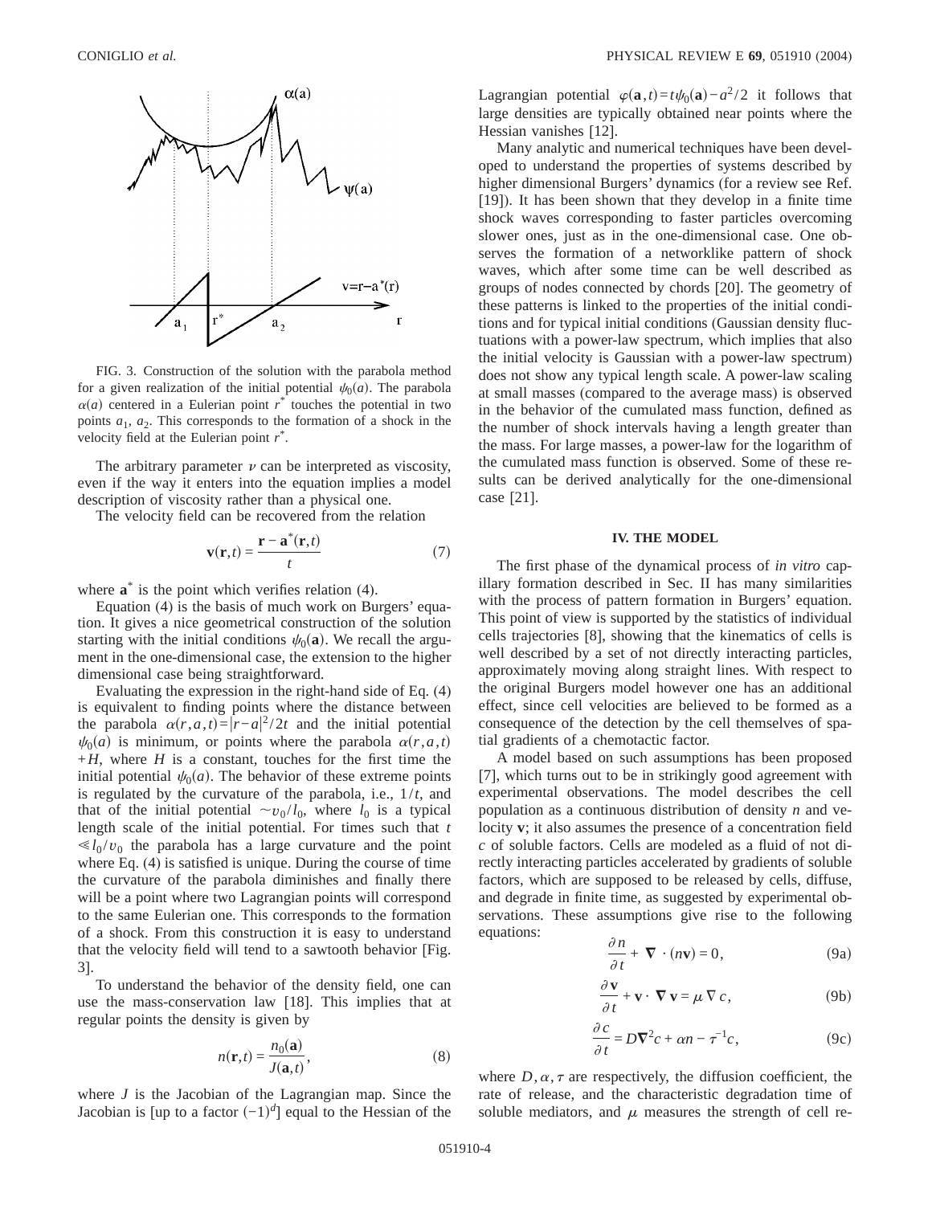FIG. 3. Construction of the solution with the parabola method for a given realization of the initial potential $\psi_0(a)$. The parabola $\alpha(a)$ centered in a Eulerian point $r^*$ touches the potential in two points $a_1$, $a_2$. This corresponds to the formation of a shock in the velocity field at the Eulerian point $r^*$.

The arbitrary parameter $\nu$ can be interpreted as viscosity, even if the way it enters into the equation implies a model description of viscosity rather than a physical one.

The velocity field can be recovered from the relation

$$\mathbf{v}(\mathbf{r},t) = \frac{\mathbf{r} - \mathbf{a}^*(\mathbf{r},t)}{t} \tag{7}$$

where $\mathbf{a}^*$ is the point which verifies relation (4).

Equation (4) is the basis of much work on Burgers' equation. It gives a nice geometrical construction of the solution starting with the initial conditions $\psi_0(\mathbf{a})$. We recall the argument in the one-dimensional case, the extension to the higher dimensional case being straightforward.

Evaluating the expression in the right-hand side of Eq. (4) is equivalent to finding points where the distance between the parabola $\alpha(r,a,t)=|r-a|^2/2t$ and the initial potential $\psi_0(a)$ is minimum, or points where the parabola $\alpha(r,a,t)+H$, where $H$ is a constant, touches for the first time the initial potential $\psi_0(a)$. The behavior of these extreme points is regulated by the curvature of the parabola, i.e., $1/t$, and that of the initial potential $\sim v_0/l_0$, where $l_0$ is a typical length scale of the initial potential. For times such that $t \ll l_0/v_0$ the parabola has a large curvature and the point where Eq. (4) is satisfied is unique. During the course of time the curvature of the parabola diminishes and finally there will be a point where two Lagrangian points will correspond to the same Eulerian one. This corresponds to the formation of a shock. From this construction it is easy to understand that the velocity field will tend to a sawtooth behavior [Fig. 3].

To understand the behavior of the density field, one can use the mass-conservation law [18]. This implies that at regular points the density is given by

$$n(\mathbf{r},t) = \frac{n_0(\mathbf{a})}{J(\mathbf{a},t)}, \tag{8}$$

where $J$ is the Jacobian of the Lagrangian map. Since the Jacobian is [up to a factor $(-1)^d$] equal to the Hessian of the Lagrangian potential $\varphi(\mathbf{a},t)=t\psi_0(\mathbf{a})-a^2/2$ it follows that large densities are typically obtained near points where the Hessian vanishes [12].

Many analytic and numerical techniques have been developed to understand the properties of systems described by higher dimensional Burgers' dynamics (for a review see Ref. [19]). It has been shown that they develop in a finite time shock waves corresponding to faster particles overcoming slower ones, just as in the one-dimensional case. One observes the formation of a networklike pattern of shock waves, which after some time can be well described as groups of nodes connected by chords [20]. The geometry of these patterns is linked to the properties of the initial conditions and for typical initial conditions (Gaussian density fluctuations with a power-law spectrum, which implies that also the initial velocity is Gaussian with a power-law spectrum) does not show any typical length scale. A power-law scaling at small masses (compared to the average mass) is observed in the behavior of the cumulated mass function, defined as the number of shock intervals having a length greater than the mass. For large masses, a power-law for the logarithm of the cumulated mass function is observed. Some of these results can be derived analytically for the one-dimensional case [21].

## IV. THE MODEL

The first phase of the dynamical process of *in vitro* capillary formation described in Sec. II has many similarities with the process of pattern formation in Burgers' equation. This point of view is supported by the statistics of individual cells trajectories [8], showing that the kinematics of cells is well described by a set of not directly interacting particles, approximately moving along straight lines. With respect to the original Burgers model however one has an additional effect, since cell velocities are believed to be formed as a consequence of the detection by the cell themselves of spatial gradients of a chemotactic factor.

A model based on such assumptions has been proposed [7], which turns out to be in strikingly good agreement with experimental observations. The model describes the cell population as a continuous distribution of density $n$ and velocity $\mathbf{v}$; it also assumes the presence of a concentration field $c$ of soluble factors. Cells are modeled as a fluid of not directly interacting particles accelerated by gradients of soluble factors, which are supposed to be released by cells, diffuse, and degrade in finite time, as suggested by experimental observations. These assumptions give rise to the following equations:

$$\frac{\partial n}{\partial t} + \nabla \cdot (n\mathbf{v}) = 0, \tag{9a}$$

$$\frac{\partial \mathbf{v}}{\partial t} + \mathbf{v} \cdot \nabla \mathbf{v} = \mu \nabla c, \tag{9b}$$

$$\frac{\partial c}{\partial t} = D\nabla^2 c + \alpha n - \tau^{-1} c, \tag{9c}$$

where $D, \alpha, \tau$ are respectively, the diffusion coefficient, the rate of release, and the characteristic degradation time of soluble mediators, and $\mu$ measures the strength of cell re-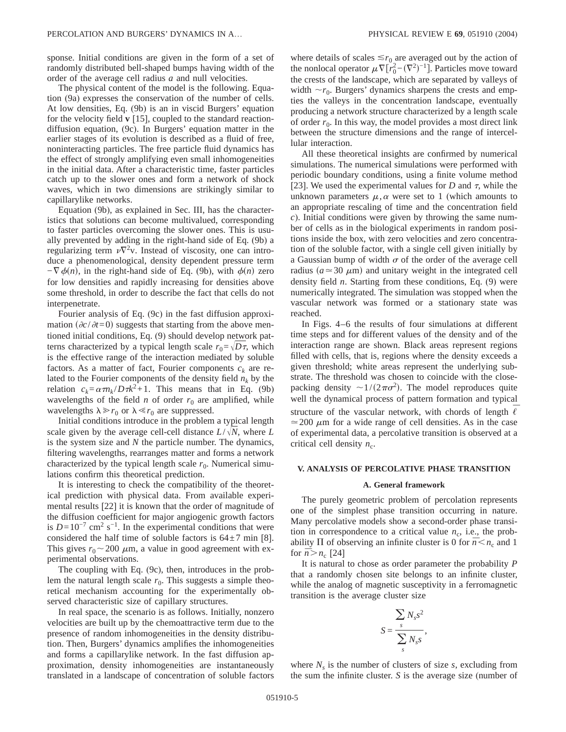sponse. Initial conditions are given in the form of a set of randomly distributed bell-shaped bumps having width of the order of the average cell radius $a$ and null velocities.

The physical content of the model is the following. Equation (9a) expresses the conservation of the number of cells. At low densities, Eq. (9b) is an in viscid Burgers' equation for the velocity field $\mathbf{v}$ [15], coupled to the standard reaction-diffusion equation, (9c). In Burgers' equation matter in the earlier stages of its evolution is described as a fluid of free, noninteracting particles. The free particle fluid dynamics has the effect of strongly amplifying even small inhomogeneities in the initial data. After a characteristic time, faster particles catch up to the slower ones and form a network of shock waves, which in two dimensions are strikingly similar to capillarylike networks.

Equation (9b), as explained in Sec. III, has the characteristics that solutions can become multivalued, corresponding to faster particles overcoming the slower ones. This is usually prevented by adding in the right-hand side of Eq. (9b) a regularizing term $\nu\nabla^2\mathbf{v}$. Instead of viscosity, one can introduce a phenomenological, density dependent pressure term $-\nabla\phi(n)$, in the right-hand side of Eq. (9b), with $\phi(n)$ zero for low densities and rapidly increasing for densities above some threshold, in order to describe the fact that cells do not interpenetrate.

Fourier analysis of Eq. (9c) in the fast diffusion approximation ($\partial c/\partial t=0$) suggests that starting from the above mentioned initial conditions, Eq. (9) should develop network patterns characterized by a typical length scale $r_0=\sqrt{D\tau}$, which is the effective range of the interaction mediated by soluble factors. As a matter of fact, Fourier components $c_k$ are related to the Fourier components of the density field $n_k$ by the relation $c_k=\alpha\tau n_k/D\tau k^2+1$. This means that in Eq. (9b) wavelengths of the field $n$ of order $r_0$ are amplified, while wavelengths $\lambda\gg r_0$ or $\lambda\ll r_0$ are suppressed.

Initial conditions introduce in the problem a typical length scale given by the average cell-cell distance $L/\sqrt{N}$, where $L$ is the system size and $N$ the particle number. The dynamics, filtering wavelengths, rearranges matter and forms a network characterized by the typical length scale $r_0$. Numerical simulations confirm this theoretical prediction.

It is interesting to check the compatibility of the theoretical prediction with physical data. From available experimental results [22] it is known that the order of magnitude of the diffusion coefficient for major angiogenic growth factors is $D=10^{-7}$ cm$^2$ s$^{-1}$. In the experimental conditions that were considered the half time of soluble factors is $64\pm 7$ min [8]. This gives $r_0\sim 200$ $\mu$m, a value in good agreement with experimental observations.

The coupling with Eq. (9c), then, introduces in the problem the natural length scale $r_0$. This suggests a simple theoretical mechanism accounting for the experimentally observed characteristic size of capillary structures.

In real space, the scenario is as follows. Initially, nonzero velocities are built up by the chemoattractive term due to the presence of random inhomogeneities in the density distribution. Then, Burgers' dynamics amplifies the inhomogeneities and forms a capillarylike network. In the fast diffusion approximation, density inhomogeneities are instantaneously translated in a landscape of concentration of soluble factors where details of scales $\lesssim r_0$ are averaged out by the action of the nonlocal operator $\mu\nabla[r_0^2-(\nabla^2)^{-1}]$. Particles move toward the crests of the landscape, which are separated by valleys of width $\sim r_0$. Burgers' dynamics sharpens the crests and empties the valleys in the concentration landscape, eventually producing a network structure characterized by a length scale of order $r_0$. In this way, the model provides a most direct link between the structure dimensions and the range of intercellular interaction.

All these theoretical insights are confirmed by numerical simulations. The numerical simulations were performed with periodic boundary conditions, using a finite volume method [23]. We used the experimental values for $D$ and $\tau$, while the unknown parameters $\mu,\alpha$ were set to 1 (which amounts to an appropriate rescaling of time and the concentration field $c$). Initial conditions were given by throwing the same number of cells as in the biological experiments in random positions inside the box, with zero velocities and zero concentration of the soluble factor, with a single cell given initially by a Gaussian bump of width $\sigma$ of the order of the average cell radius ($a\simeq 30$ $\mu$m) and unitary weight in the integrated cell density field $n$. Starting from these conditions, Eq. (9) were numerically integrated. The simulation was stopped when the vascular network was formed or a stationary state was reached.

In Figs. 4–6 the results of four simulations at different time steps and for different values of the density and of the interaction range are shown. Black areas represent regions filled with cells, that is, regions where the density exceeds a given threshold; white areas represent the underlying substrate. The threshold was chosen to coincide with the close-packing density $\sim 1/(2\pi\sigma^2)$. The model reproduces quite well the dynamical process of pattern formation and typical structure of the vascular network, with chords of length $\overline{\ell}\simeq 200$ $\mu$m for a wide range of cell densities. As in the case of experimental data, a percolative transition is observed at a critical cell density $n_c$.

## V. ANALYSIS OF PERCOLATIVE PHASE TRANSITION

### A. General framework

The purely geometric problem of percolation represents one of the simplest phase transition occurring in nature. Many percolative models show a second-order phase transition in correspondence to a critical value $n_c$, i.e., the probability $\Pi$ of observing an infinite cluster is 0 for $\bar{n}<n_c$ and 1 for $\bar{n}>n_c$ [24]

It is natural to chose as order parameter the probability $P$ that a randomly chosen site belongs to an infinite cluster, while the analog of magnetic susceptivity in a ferromagnetic transition is the average cluster size

$$S=\frac{\sum_s N_s s^2}{\sum_s N_s s},$$

where $N_s$ is the number of clusters of size $s$, excluding from the sum the infinite cluster. $S$ is the average size (number of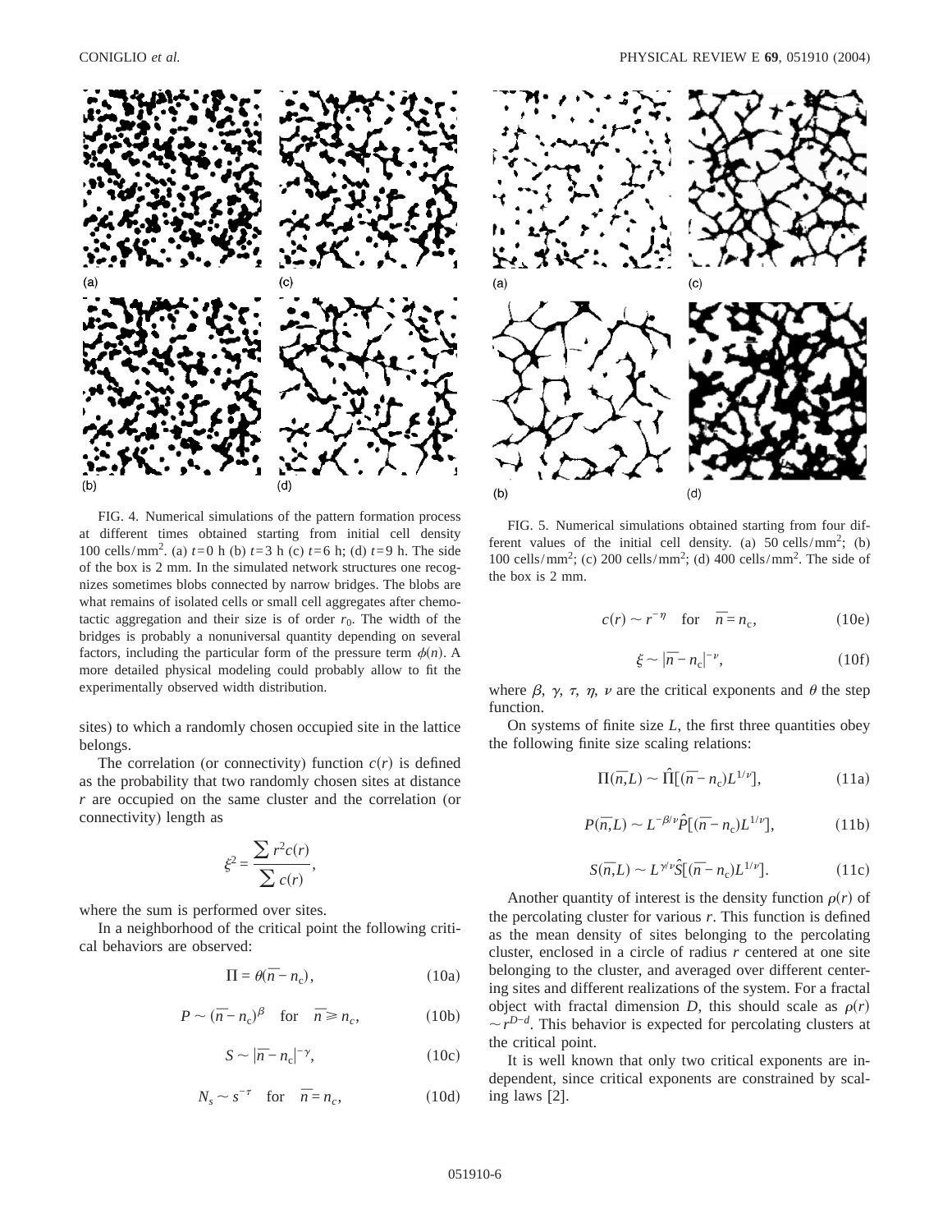FIG. 4. Numerical simulations of the pattern formation process at different times obtained starting from initial cell density 100 cells/mm$^2$. (a) $t=0$ h (b) $t=3$ h (c) $t=6$ h; (d) $t=9$ h. The side of the box is 2 mm. In the simulated network structures one recognizes sometimes blobs connected by narrow bridges. The blobs are what remains of isolated cells or small cell aggregates after chemotactic aggregation and their size is of order $r_0$. The width of the bridges is probably a nonuniversal quantity depending on several factors, including the particular form of the pressure term $\phi(n)$. A more detailed physical modeling could probably allow to fit the experimentally observed width distribution.

FIG. 5. Numerical simulations obtained starting from four different values of the initial cell density. (a) 50 cells/mm$^2$; (b) 100 cells/mm$^2$; (c) 200 cells/mm$^2$; (d) 400 cells/mm$^2$. The side of the box is 2 mm.

sites) to which a randomly chosen occupied site in the lattice belongs.

The correlation (or connectivity) function $c(r)$ is defined as the probability that two randomly chosen sites at distance $r$ are occupied on the same cluster and the correlation (or connectivity) length as

$$\xi^2 = \frac{\sum r^2 c(r)}{\sum c(r)},$$

where the sum is performed over sites.

In a neighborhood of the critical point the following critical behaviors are observed:

$$\Pi = \theta(\bar{n} - n_c), \tag{10a}$$

$$P \sim (\bar{n} - n_c)^{\beta} \quad \text{for} \quad \bar{n} \geqslant n_c, \tag{10b}$$

$$S \sim |\bar{n} - n_c|^{-\gamma}, \tag{10c}$$

$$N_s \sim s^{-\tau} \quad \text{for} \quad \bar{n} = n_c, \tag{10d}$$

$$c(r) \sim r^{-\eta} \quad \text{for} \quad \bar{n} = n_c, \tag{10e}$$

$$\xi \sim |\bar{n} - n_c|^{-\nu}, \tag{10f}$$

where $\beta$, $\gamma$, $\tau$, $\eta$, $\nu$ are the critical exponents and $\theta$ the step function.

On systems of finite size $L$, the first three quantities obey the following finite size scaling relations:

$$\Pi(\bar{n}, L) \sim \hat{\Pi}[(\bar{n} - n_c)L^{1/\nu}], \tag{11a}$$

$$P(\bar{n}, L) \sim L^{-\beta/\nu}\hat{P}[(\bar{n} - n_c)L^{1/\nu}], \tag{11b}$$

$$S(\bar{n}, L) \sim L^{\gamma/\nu}\hat{S}[(\bar{n} - n_c)L^{1/\nu}]. \tag{11c}$$

Another quantity of interest is the density function $\rho(r)$ of the percolating cluster for various $r$. This function is defined as the mean density of sites belonging to the percolating cluster, enclosed in a circle of radius $r$ centered at one site belonging to the cluster, and averaged over different centering sites and different realizations of the system. For a fractal object with fractal dimension $D$, this should scale as $\rho(r) \sim r^{D-d}$. This behavior is expected for percolating clusters at the critical point.

It is well known that only two critical exponents are independent, since critical exponents are constrained by scaling laws [2].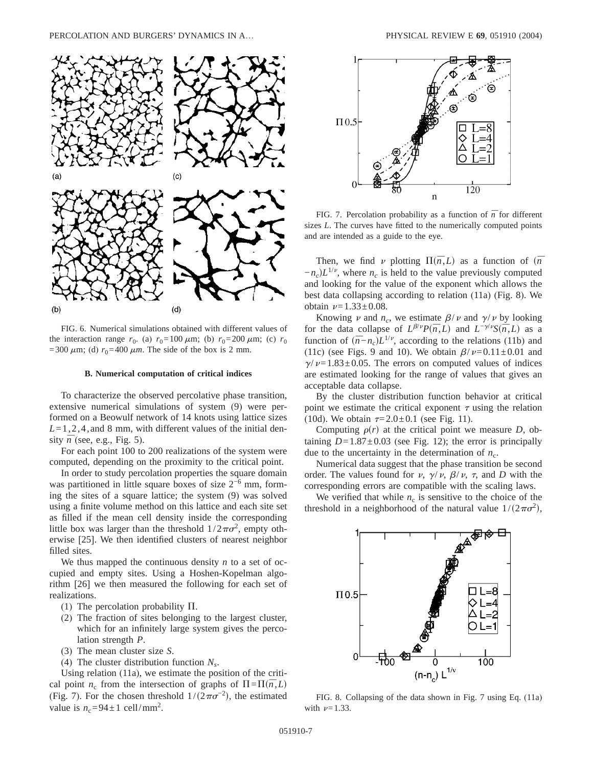FIG. 6. Numerical simulations obtained with different values of the interaction range $r_0$. (a) $r_0=100\ \mu$m; (b) $r_0=200\ \mu$m; (c) $r_0=300\ \mu$m; (d) $r_0=400\ \mu m$. The side of the box is 2 mm.

### B. Numerical computation of critical indices

To characterize the observed percolative phase transition, extensive numerical simulations of system (9) were performed on a Beowulf network of 14 knots using lattice sizes $L=1,2,4,$ and 8 mm, with different values of the initial density $\bar{n}$ (see, e.g., Fig. 5).

For each point 100 to 200 realizations of the system were computed, depending on the proximity to the critical point.

In order to study percolation properties the square domain was partitioned in little square boxes of size $2^{-6}$ mm, forming the sites of a square lattice; the system (9) was solved using a finite volume method on this lattice and each site set as filled if the mean cell density inside the corresponding little box was larger than the threshold $1/2\pi\sigma^2$, empty otherwise [25]. We then identified clusters of nearest neighbor filled sites.

We thus mapped the continuous density $n$ to a set of occupied and empty sites. Using a Hoshen-Kopelman algorithm [26] we then measured the following for each set of realizations.

(1) The percolation probability $\Pi$.

(2) The fraction of sites belonging to the largest cluster, which for an infinitely large system gives the percolation strength $P$.

(3) The mean cluster size $S$.

(4) The cluster distribution function $N_s$.

Using relation (11a), we estimate the position of the critical point $n_c$ from the intersection of graphs of $\Pi=\Pi(\bar{n},L)$ (Fig. 7). For the chosen threshold $1/(2\pi\sigma^{-2})$, the estimated value is $n_c=94\pm1$ cell/mm$^2$.

FIG. 7. Percolation probability as a function of $\bar{n}$ for different sizes $L$. The curves have fitted to the numerically computed points and are intended as a guide to the eye.

Then, we find $\nu$ plotting $\Pi(\bar{n},L)$ as a function of $(\bar{n}-n_c)L^{1/\nu}$, where $n_c$ is held to the value previously computed and looking for the value of the exponent which allows the best data collapsing according to relation (11a) (Fig. 8). We obtain $\nu=1.33\pm0.08$.

Knowing $\nu$ and $n_c$, we estimate $\beta/\nu$ and $\gamma/\nu$ by looking for the data collapse of $L^{\beta/\nu}P(\bar{n},L)$ and $L^{-\gamma/\nu}S(\bar{n},L)$ as a function of $(\bar{n}-n_c)L^{1/\nu}$, according to the relations (11b) and (11c) (see Figs. 9 and 10). We obtain $\beta/\nu=0.11\pm0.01$ and $\gamma/\nu=1.83\pm0.05$. The errors on computed values of indices are estimated looking for the range of values that gives an acceptable data collapse.

By the cluster distribution function behavior at critical point we estimate the critical exponent $\tau$ using the relation (10d). We obtain $\tau=2.0\pm0.1$ (see Fig. 11).

Computing $\rho(r)$ at the critical point we measure $D$, obtaining $D=1.87\pm0.03$ (see Fig. 12); the error is principally due to the uncertainty in the determination of $n_c$.

Numerical data suggest that the phase transition be second order. The values found for $\nu$, $\gamma/\nu$, $\beta/\nu$, $\tau$, and $D$ with the corresponding errors are compatible with the scaling laws.

We verified that while $n_c$ is sensitive to the choice of the threshold in a neighborhood of the natural value $1/(2\pi\sigma^2)$,

FIG. 8. Collapsing of the data shown in Fig. 7 using Eq. (11a) with $\nu=1.33$.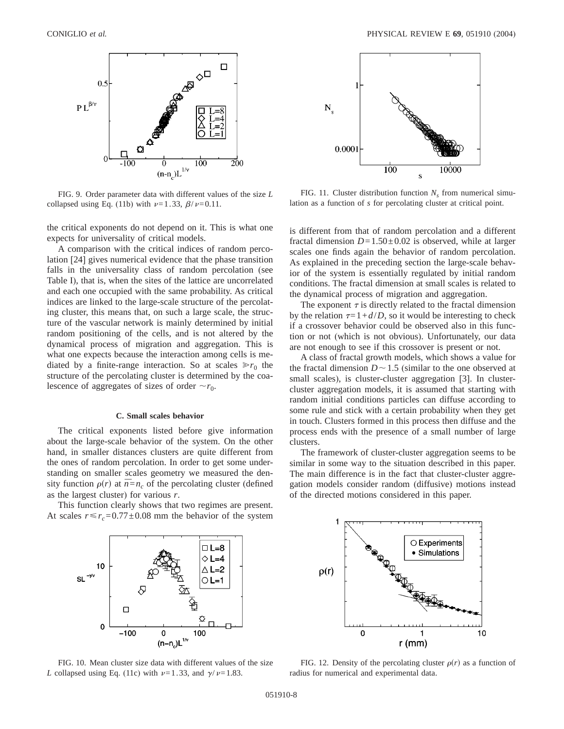FIG. 9. Order parameter data with different values of the size $L$ collapsed using Eq. (11b) with $\nu=1.33$, $\beta/\nu=0.11$.

FIG. 11. Cluster distribution function $N_s$ from numerical simulation as a function of $s$ for percolating cluster at critical point.

the critical exponents do not depend on it. This is what one expects for universality of critical models.

A comparison with the critical indices of random percolation [24] gives numerical evidence that the phase transition falls in the universality class of random percolation (see Table I), that is, when the sites of the lattice are uncorrelated and each one occupied with the same probability. As critical indices are linked to the large-scale structure of the percolating cluster, this means that, on such a large scale, the structure of the vascular network is mainly determined by initial random positioning of the cells, and is not altered by the dynamical process of migration and aggregation. This is what one expects because the interaction among cells is mediated by a finite-range interaction. So at scales $\gg r_0$ the structure of the percolating cluster is determined by the coalescence of aggregates of sizes of order $\sim r_0$.

### C. Small scales behavior

The critical exponents listed before give information about the large-scale behavior of the system. On the other hand, in smaller distances clusters are quite different from the ones of random percolation. In order to get some understanding on smaller scales geometry we measured the density function $\rho(r)$ at $\bar{n}=n_c$ of the percolating cluster (defined as the largest cluster) for various $r$.

This function clearly shows that two regimes are present. At scales $r\leqslant r_c=0.77\pm0.08$ mm the behavior of the system is different from that of random percolation and a different fractal dimension $D=1.50\pm0.02$ is observed, while at larger scales one finds again the behavior of random percolation. As explained in the preceding section the large-scale behavior of the system is essentially regulated by initial random conditions. The fractal dimension at small scales is related to the dynamical process of migration and aggregation.

The exponent $\tau$ is directly related to the fractal dimension by the relation $\tau=1+d/D$, so it would be interesting to check if a crossover behavior could be observed also in this function or not (which is not obvious). Unfortunately, our data are not enough to see if this crossover is present or not.

A class of fractal growth models, which shows a value for the fractal dimension $D\sim1.5$ (similar to the one observed at small scales), is cluster-cluster aggregation [3]. In cluster-cluster aggregation models, it is assumed that starting with random initial conditions particles can diffuse according to some rule and stick with a certain probability when they get in touch. Clusters formed in this process then diffuse and the process ends with the presence of a small number of large clusters.

The framework of cluster-cluster aggregation seems to be similar in some way to the situation described in this paper. The main difference is in the fact that cluster-cluster aggregation models consider random (diffusive) motions instead of the directed motions considered in this paper.

FIG. 10. Mean cluster size data with different values of the size $L$ collapsed using Eq. (11c) with $\nu=1.33$, and $\gamma/\nu=1.83$.

FIG. 12. Density of the percolating cluster $\rho(r)$ as a function of radius for numerical and experimental data.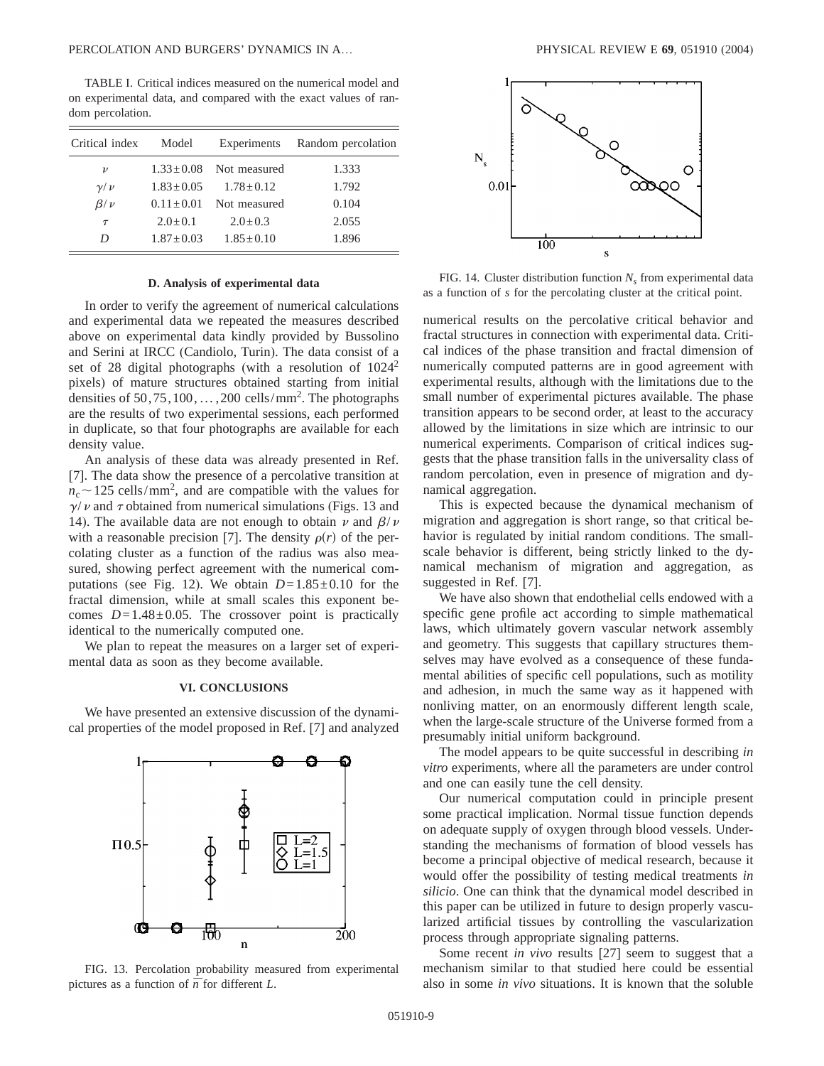TABLE I. Critical indices measured on the numerical model and on experimental data, and compared with the exact values of random percolation.

| Critical index | Model | Experiments | Random percolation |
|---|---|---|---|
| $\nu$ | $1.33 \pm 0.08$ | Not measured | 1.333 |
| $\gamma/\nu$ | $1.83 \pm 0.05$ | $1.78 \pm 0.12$ | 1.792 |
| $\beta/\nu$ | $0.11 \pm 0.01$ | Not measured | 0.104 |
| $\tau$ | $2.0 \pm 0.1$ | $2.0 \pm 0.3$ | 2.055 |
| $D$ | $1.87 \pm 0.03$ | $1.85 \pm 0.10$ | 1.896 |

### D. Analysis of experimental data

In order to verify the agreement of numerical calculations and experimental data we repeated the measures described above on experimental data kindly provided by Bussolino and Serini at IRCC (Candiolo, Turin). The data consist of a set of 28 digital photographs (with a resolution of $1024^2$ pixels) of mature structures obtained starting from initial densities of $50, 75, 100, \ldots, 200$ cells/mm$^2$. The photographs are the results of two experimental sessions, each performed in duplicate, so that four photographs are available for each density value.

An analysis of these data was already presented in Ref. [7]. The data show the presence of a percolative transition at $n_c \sim 125$ cells/mm$^2$, and are compatible with the values for $\gamma/\nu$ and $\tau$ obtained from numerical simulations (Figs. 13 and 14). The available data are not enough to obtain $\nu$ and $\beta/\nu$ with a reasonable precision [7]. The density $\rho(r)$ of the percolating cluster as a function of the radius was also measured, showing perfect agreement with the numerical computations (see Fig. 12). We obtain $D = 1.85 \pm 0.10$ for the fractal dimension, while at small scales this exponent becomes $D = 1.48 \pm 0.05$. The crossover point is practically identical to the numerically computed one.

We plan to repeat the measures on a larger set of experimental data as soon as they become available.

## VI. CONCLUSIONS

We have presented an extensive discussion of the dynamical properties of the model proposed in Ref. [7] and analyzed numerical results on the percolative critical behavior and fractal structures in connection with experimental data. Critical indices of the phase transition and fractal dimension of numerically computed patterns are in good agreement with experimental results, although with the limitations due to the small number of experimental pictures available. The phase transition appears to be second order, at least to the accuracy allowed by the limitations in size which are intrinsic to our numerical experiments. Comparison of critical indices suggests that the phase transition falls in the universality class of random percolation, even in presence of migration and dynamical aggregation.

This is expected because the dynamical mechanism of migration and aggregation is short range, so that critical behavior is regulated by initial random conditions. The small-scale behavior is different, being strictly linked to the dynamical mechanism of migration and aggregation, as suggested in Ref. [7].

We have also shown that endothelial cells endowed with a specific gene profile act according to simple mathematical laws, which ultimately govern vascular network assembly and geometry. This suggests that capillary structures themselves may have evolved as a consequence of these fundamental abilities of specific cell populations, such as motility and adhesion, in much the same way as it happened with nonliving matter, on an enormously different length scale, when the large-scale structure of the Universe formed from a presumably initial uniform background.

The model appears to be quite successful in describing *in vitro* experiments, where all the parameters are under control and one can easily tune the cell density.

Our numerical computation could in principle present some practical implication. Normal tissue function depends on adequate supply of oxygen through blood vessels. Understanding the mechanisms of formation of blood vessels has become a principal objective of medical research, because it would offer the possibility of testing medical treatments *in silicio*. One can think that the dynamical model described in this paper can be utilized in future to design properly vascularized artificial tissues by controlling the vascularization process through appropriate signaling patterns.

Some recent *in vivo* results [27] seem to suggest that a mechanism similar to that studied here could be essential also in some *in vivo* situations. It is known that the soluble

Π
1
0.5
0
100
200
n
L=2
L=1.5
L=1

FIG. 13. Percolation probability measured from experimental pictures as a function of $\bar{n}$ for different $L$.

$N_s$
1
0.01
100
s

FIG. 14. Cluster distribution function $N_s$ from experimental data as a function of $s$ for the percolating cluster at the critical point.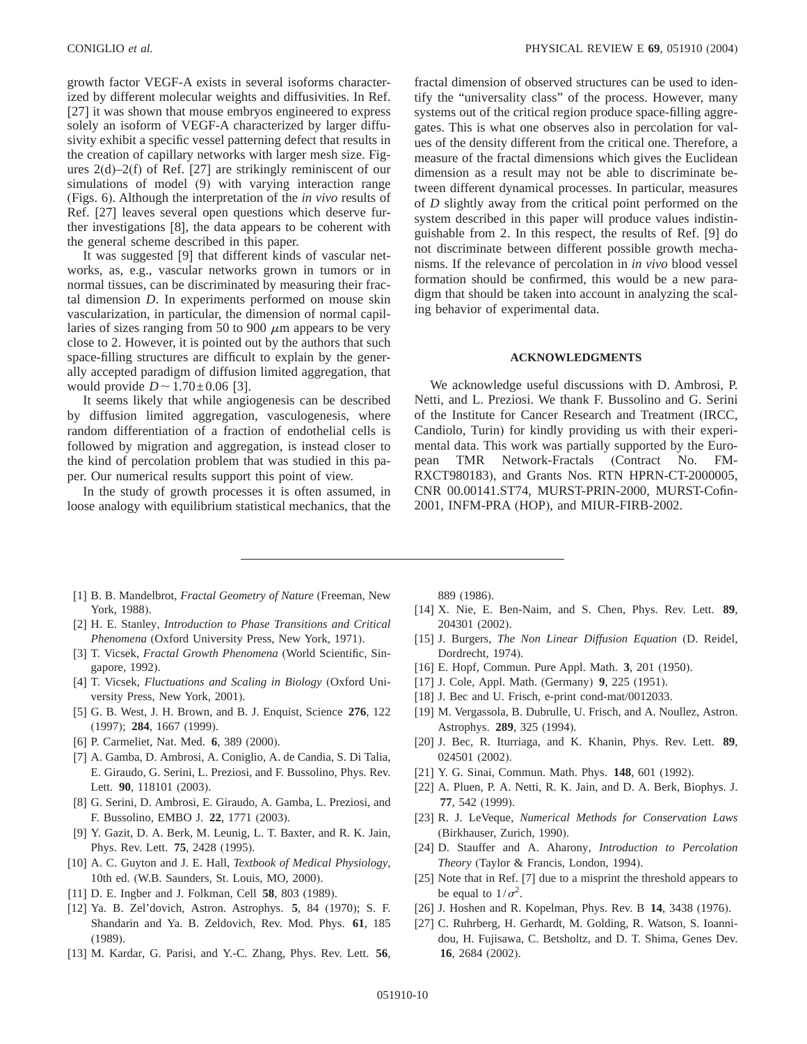growth factor VEGF-A exists in several isoforms characterized by different molecular weights and diffusivities. In Ref. [27] it was shown that mouse embryos engineered to express solely an isoform of VEGF-A characterized by larger diffusivity exhibit a specific vessel patterning defect that results in the creation of capillary networks with larger mesh size. Figures 2(d)–2(f) of Ref. [27] are strikingly reminiscent of our simulations of model (9) with varying interaction range (Figs. 6). Although the interpretation of the *in vivo* results of Ref. [27] leaves several open questions which deserve further investigations [8], the data appears to be coherent with the general scheme described in this paper.

It was suggested [9] that different kinds of vascular networks, as, e.g., vascular networks grown in tumors or in normal tissues, can be discriminated by measuring their fractal dimension $D$. In experiments performed on mouse skin vascularization, in particular, the dimension of normal capillaries of sizes ranging from 50 to 900 $\mu$m appears to be very close to 2. However, it is pointed out by the authors that such space-filling structures are difficult to explain by the generally accepted paradigm of diffusion limited aggregation, that would provide $D \sim 1.70 \pm 0.06$ [3].

It seems likely that while angiogenesis can be described by diffusion limited aggregation, vasculogenesis, where random differentiation of a fraction of endothelial cells is followed by migration and aggregation, is instead closer to the kind of percolation problem that was studied in this paper. Our numerical results support this point of view.

In the study of growth processes it is often assumed, in loose analogy with equilibrium statistical mechanics, that the fractal dimension of observed structures can be used to identify the "universality class" of the process. However, many systems out of the critical region produce space-filling aggregates. This is what one observes also in percolation for values of the density different from the critical one. Therefore, a measure of the fractal dimensions which gives the Euclidean dimension as a result may not be able to discriminate between different dynamical processes. In particular, measures of $D$ slightly away from the critical point performed on the system described in this paper will produce values indistinguishable from 2. In this respect, the results of Ref. [9] do not discriminate between different possible growth mechanisms. If the relevance of percolation in *in vivo* blood vessel formation should be confirmed, this would be a new paradigm that should be taken into account in analyzing the scaling behavior of experimental data.

## ACKNOWLEDGMENTS

We acknowledge useful discussions with D. Ambrosi, P. Netti, and L. Preziosi. We thank F. Bussolino and G. Serini of the Institute for Cancer Research and Treatment (IRCC, Candiolo, Turin) for kindly providing us with their experimental data. This work was partially supported by the European TMR Network-Fractals (Contract No. FM-RXCT980183), and Grants Nos. RTN HPRN-CT-2000005, CNR 00.00141.ST74, MURST-PRIN-2000, MURST-Cofin-2001, INFM-PRA (HOP), and MIUR-FIRB-2002.

---

[1] B. B. Mandelbrot, *Fractal Geometry of Nature* (Freeman, New York, 1988).

[2] H. E. Stanley, *Introduction to Phase Transitions and Critical Phenomena* (Oxford University Press, New York, 1971).

[3] T. Vicsek, *Fractal Growth Phenomena* (World Scientific, Singapore, 1992).

[4] T. Vicsek, *Fluctuations and Scaling in Biology* (Oxford University Press, New York, 2001).

[5] G. B. West, J. H. Brown, and B. J. Enquist, Science **276**, 122 (1997); **284**, 1667 (1999).

[6] P. Carmeliet, Nat. Med. **6**, 389 (2000).

[7] A. Gamba, D. Ambrosi, A. Coniglio, A. de Candia, S. Di Talia, E. Giraudo, G. Serini, L. Preziosi, and F. Bussolino, Phys. Rev. Lett. **90**, 118101 (2003).

[8] G. Serini, D. Ambrosi, E. Giraudo, A. Gamba, L. Preziosi, and F. Bussolino, EMBO J. **22**, 1771 (2003).

[9] Y. Gazit, D. A. Berk, M. Leunig, L. T. Baxter, and R. K. Jain, Phys. Rev. Lett. **75**, 2428 (1995).

[10] A. C. Guyton and J. E. Hall, *Textbook of Medical Physiology*, 10th ed. (W.B. Saunders, St. Louis, MO, 2000).

[11] D. E. Ingber and J. Folkman, Cell **58**, 803 (1989).

[12] Ya. B. Zel'dovich, Astron. Astrophys. **5**, 84 (1970); S. F. Shandarin and Ya. B. Zeldovich, Rev. Mod. Phys. **61**, 185 (1989).

[13] M. Kardar, G. Parisi, and Y.-C. Zhang, Phys. Rev. Lett. **56**, 889 (1986).

[14] X. Nie, E. Ben-Naim, and S. Chen, Phys. Rev. Lett. **89**, 204301 (2002).

[15] J. Burgers, *The Non Linear Diffusion Equation* (D. Reidel, Dordrecht, 1974).

[16] E. Hopf, Commun. Pure Appl. Math. **3**, 201 (1950).

[17] J. Cole, Appl. Math. (Germany) **9**, 225 (1951).

[18] J. Bec and U. Frisch, e-print cond-mat/0012033.

[19] M. Vergassola, B. Dubrulle, U. Frisch, and A. Noullez, Astron. Astrophys. **289**, 325 (1994).

[20] J. Bec, R. Iturriaga, and K. Khanin, Phys. Rev. Lett. **89**, 024501 (2002).

[21] Y. G. Sinai, Commun. Math. Phys. **148**, 601 (1992).

[22] A. Pluen, P. A. Netti, R. K. Jain, and D. A. Berk, Biophys. J. **77**, 542 (1999).

[23] R. J. LeVeque, *Numerical Methods for Conservation Laws* (Birkhauser, Zurich, 1990).

[24] D. Stauffer and A. Aharony, *Introduction to Percolation Theory* (Taylor & Francis, London, 1994).

[25] Note that in Ref. [7] due to a misprint the threshold appears to be equal to $1/\sigma^2$.

[26] J. Hoshen and R. Kopelman, Phys. Rev. B **14**, 3438 (1976).

[27] C. Ruhrberg, H. Gerhardt, M. Golding, R. Watson, S. Ioannidou, H. Fujisawa, C. Betsholtz, and D. T. Shima, Genes Dev. **16**, 2684 (2002).